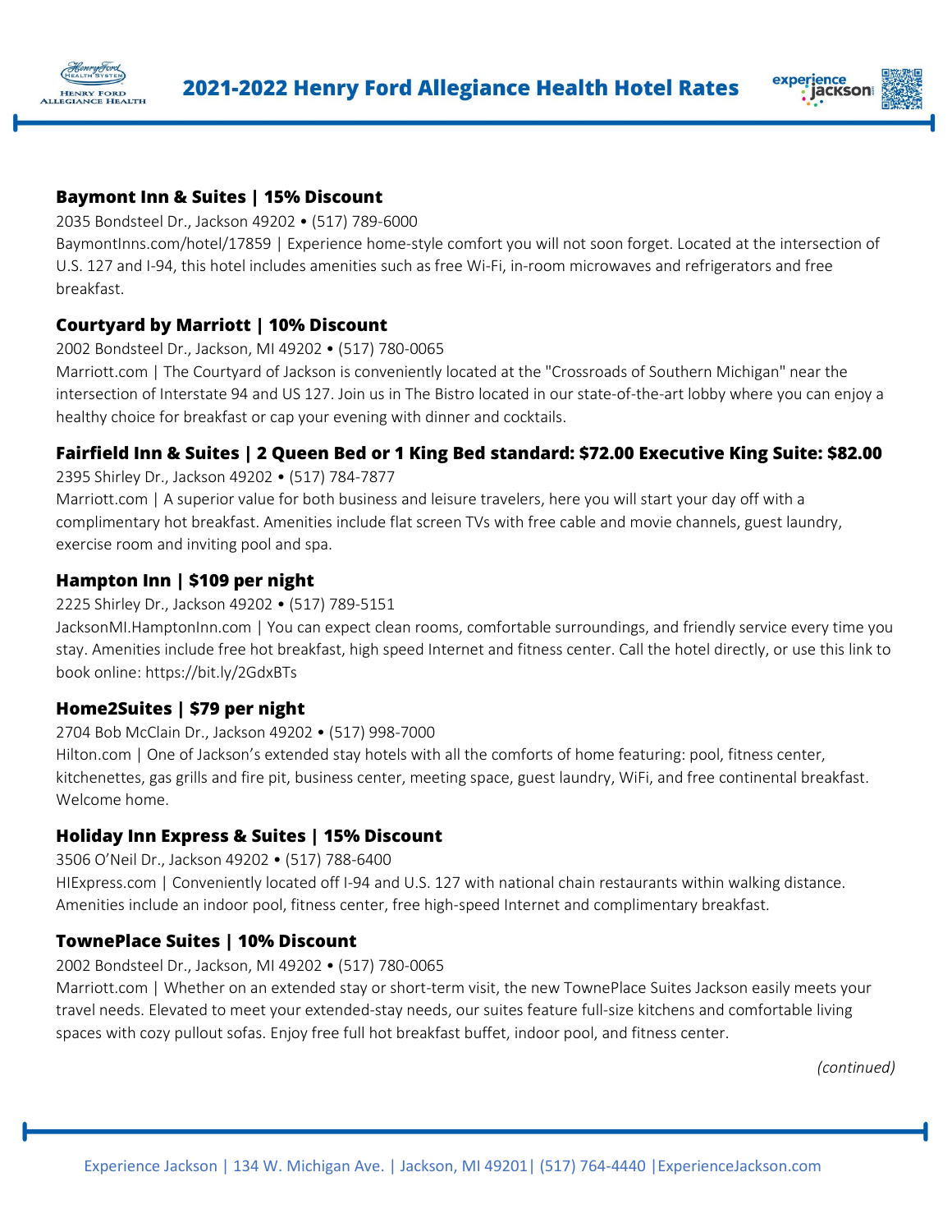# 2021-2022 Henry Ford Allegiance Health Hotel Rates

### Baymont Inn & Suites | 15% Discount

2035 Bondsteel Dr., Jackson 49202 • (517) 789-6000

BaymontInns.com/hotel/17859 | Experience home-style comfort you will not soon forget. Located at the intersection of U.S. 127 and I-94, this hotel includes amenities such as free Wi-Fi, in-room microwaves and refrigerators and free breakfast.

### Courtyard by Marriott | 10% Discount

2002 Bondsteel Dr., Jackson, MI 49202 • (517) 780-0065

Marriott.com | The Courtyard of Jackson is conveniently located at the "Crossroads of Southern Michigan" near the intersection of Interstate 94 and US 127. Join us in The Bistro located in our state-of-the-art lobby where you can enjoy a healthy choice for breakfast or cap your evening with dinner and cocktails.

### Fairfield Inn & Suites | 2 Queen Bed or 1 King Bed standard: $72.00 Executive King Suite: $82.00

2395 Shirley Dr., Jackson 49202 • (517) 784-7877

Marriott.com | A superior value for both business and leisure travelers, here you will start your day off with a complimentary hot breakfast. Amenities include flat screen TVs with free cable and movie channels, guest laundry, exercise room and inviting pool and spa.

### Hampton Inn | $109 per night

2225 Shirley Dr., Jackson 49202 • (517) 789-5151

JacksonMI.HamptonInn.com | You can expect clean rooms, comfortable surroundings, and friendly service every time you stay. Amenities include free hot breakfast, high speed Internet and fitness center. Call the hotel directly, or use this link to book online: https://bit.ly/2GdxBTs

### Home2Suites | $79 per night

2704 Bob McClain Dr., Jackson 49202 • (517) 998-7000

Hilton.com | One of Jackson's extended stay hotels with all the comforts of home featuring: pool, fitness center, kitchenettes, gas grills and fire pit, business center, meeting space, guest laundry, WiFi, and free continental breakfast. Welcome home.

### Holiday Inn Express & Suites | 15% Discount

3506 O'Neil Dr., Jackson 49202 • (517) 788-6400

HIExpress.com | Conveniently located off I-94 and U.S. 127 with national chain restaurants within walking distance. Amenities include an indoor pool, fitness center, free high-speed Internet and complimentary breakfast.

### TownePlace Suites | 10% Discount

2002 Bondsteel Dr., Jackson, MI 49202 • (517) 780-0065

Marriott.com | Whether on an extended stay or short-term visit, the new TownePlace Suites Jackson easily meets your travel needs. Elevated to meet your extended-stay needs, our suites feature full-size kitchens and comfortable living spaces with cozy pullout sofas. Enjoy free full hot breakfast buffet, indoor pool, and fitness center.

*(continued)*

Experience Jackson | 134 W. Michigan Ave. | Jackson, MI 49201| (517) 764-4440 |ExperienceJackson.com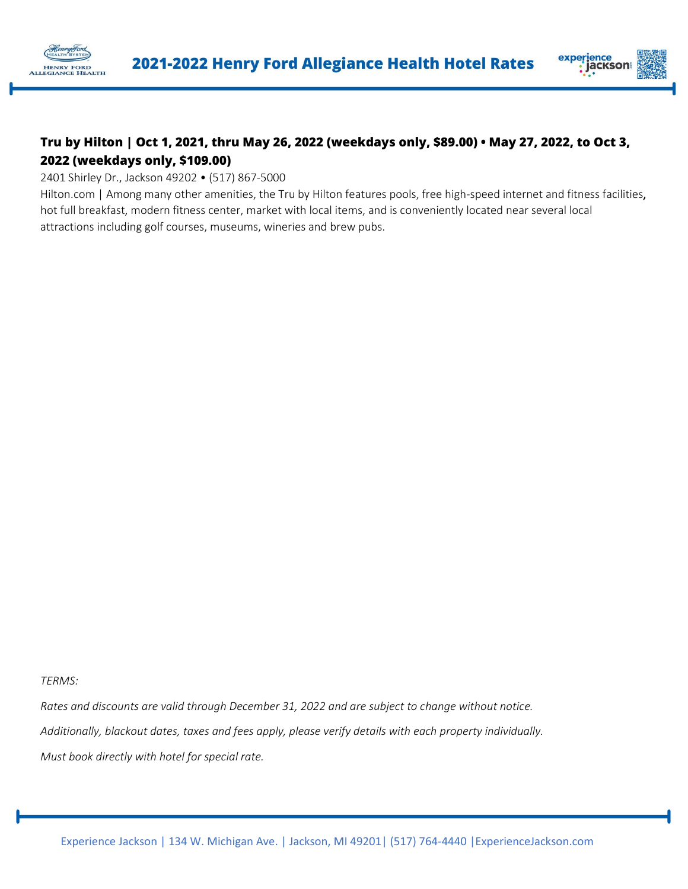**Tru by Hilton | Oct 1, 2021, thru May 26, 2022 (weekdays only, $89.00) • May 27, 2022, to Oct 3, 2022 (weekdays only, $109.00)**

2401 Shirley Dr., Jackson 49202 • (517) 867-5000

Hilton.com | Among many other amenities, the Tru by Hilton features pools, free high-speed internet and fitness facilities**,** hot full breakfast, modern fitness center, market with local items, and is conveniently located near several local attractions including golf courses, museums, wineries and brew pubs.

*TERMS:*

*Rates and discounts are valid through December 31, 2022 and are subject to change without notice.*

*Additionally, blackout dates, taxes and fees apply, please verify details with each property individually.*

*Must book directly with hotel for special rate.*

Experience Jackson | 134 W. Michigan Ave. | Jackson, MI 49201| (517) 764-4440 |ExperienceJackson.com